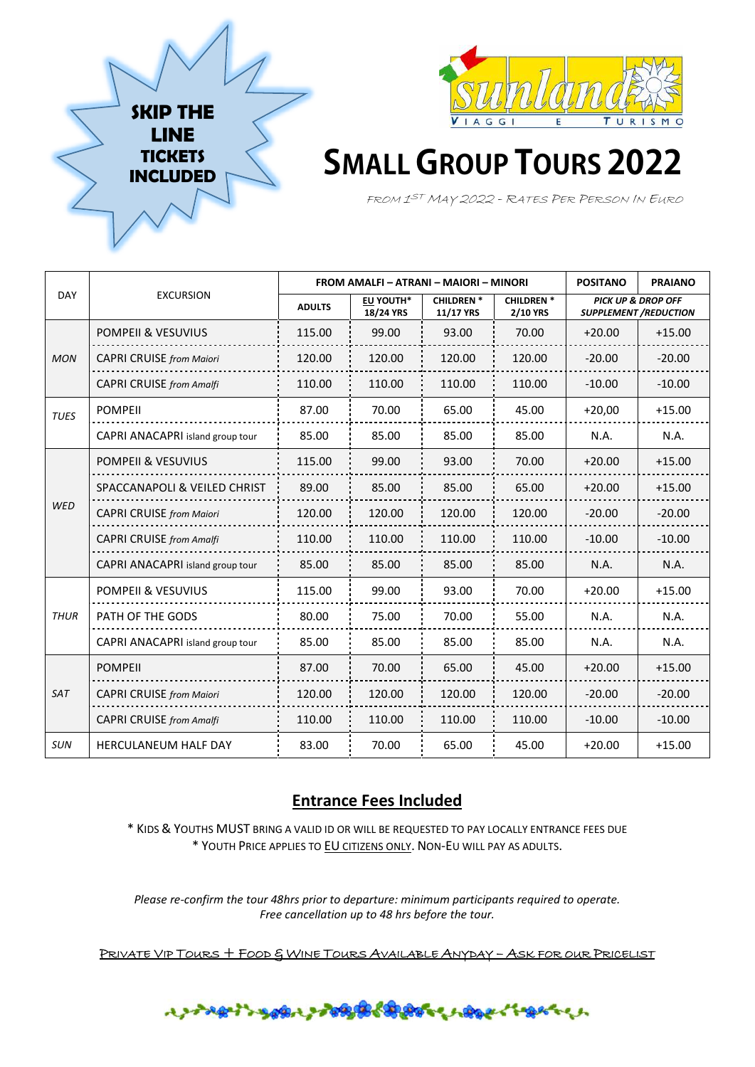**SKIP THE LINE TICKETS INCLUDED**

sunland VIAGGI E TURISMO

# SMALL GROUP TOURS 2022

*FROM 1ST MAY 2022 - RATES PER PERSON IN EURO*

| DAY | EXCURSION | FROM AMALFI – ATRANI – MAIORI – MINORI | | | | POSITANO | PRAIANO |
|---|---|---|---|---|---|---|---|
| | | ADULTS | EU YOUTH* 18/24 YRS | CHILDREN * 11/17 YRS | CHILDREN * 2/10 YRS | *PICK UP & DROP OFF SUPPLEMENT /REDUCTION* | |
| *MON* | POMPEII & VESUVIUS | 115.00 | 99.00 | 93.00 | 70.00 | +20.00 | +15.00 |
| | CAPRI CRUISE *from Maiori* | 120.00 | 120.00 | 120.00 | 120.00 | -20.00 | -20.00 |
| | CAPRI CRUISE *from Amalfi* | 110.00 | 110.00 | 110.00 | 110.00 | -10.00 | -10.00 |
| *TUES* | POMPEII | 87.00 | 70.00 | 65.00 | 45.00 | +20,00 | +15.00 |
| | CAPRI ANACAPRI island group tour | 85.00 | 85.00 | 85.00 | 85.00 | N.A. | N.A. |
| *WED* | POMPEII & VESUVIUS | 115.00 | 99.00 | 93.00 | 70.00 | +20.00 | +15.00 |
| | SPACCANAPOLI & VEILED CHRIST | 89.00 | 85.00 | 85.00 | 65.00 | +20.00 | +15.00 |
| | CAPRI CRUISE *from Maiori* | 120.00 | 120.00 | 120.00 | 120.00 | -20.00 | -20.00 |
| | CAPRI CRUISE *from Amalfi* | 110.00 | 110.00 | 110.00 | 110.00 | -10.00 | -10.00 |
| | CAPRI ANACAPRI island group tour | 85.00 | 85.00 | 85.00 | 85.00 | N.A. | N.A. |
| *THUR* | POMPEII & VESUVIUS | 115.00 | 99.00 | 93.00 | 70.00 | +20.00 | +15.00 |
| | PATH OF THE GODS | 80.00 | 75.00 | 70.00 | 55.00 | N.A. | N.A. |
| | CAPRI ANACAPRI island group tour | 85.00 | 85.00 | 85.00 | 85.00 | N.A. | N.A. |
| *SAT* | POMPEII | 87.00 | 70.00 | 65.00 | 45.00 | +20.00 | +15.00 |
| | CAPRI CRUISE *from Maiori* | 120.00 | 120.00 | 120.00 | 120.00 | -20.00 | -20.00 |
| | CAPRI CRUISE *from Amalfi* | 110.00 | 110.00 | 110.00 | 110.00 | -10.00 | -10.00 |
| *SUN* | HERCULANEUM HALF DAY | 83.00 | 70.00 | 65.00 | 45.00 | +20.00 | +15.00 |

## Entrance Fees Included

* KIDS & YOUTHS MUST BRING A VALID ID OR WILL BE REQUESTED TO PAY LOCALLY ENTRANCE FEES DUE
* YOUTH PRICE APPLIES TO EU CITIZENS ONLY. NON-EU WILL PAY AS ADULTS.

*Please re-confirm the tour 48hrs prior to departure: minimum participants required to operate.*
*Free cancellation up to 48 hrs before the tour.*

PRIVATE VIP TOURS + FOOD & WINE TOURS AVAILABLE ANYDAY – ASK FOR OUR PRICELIST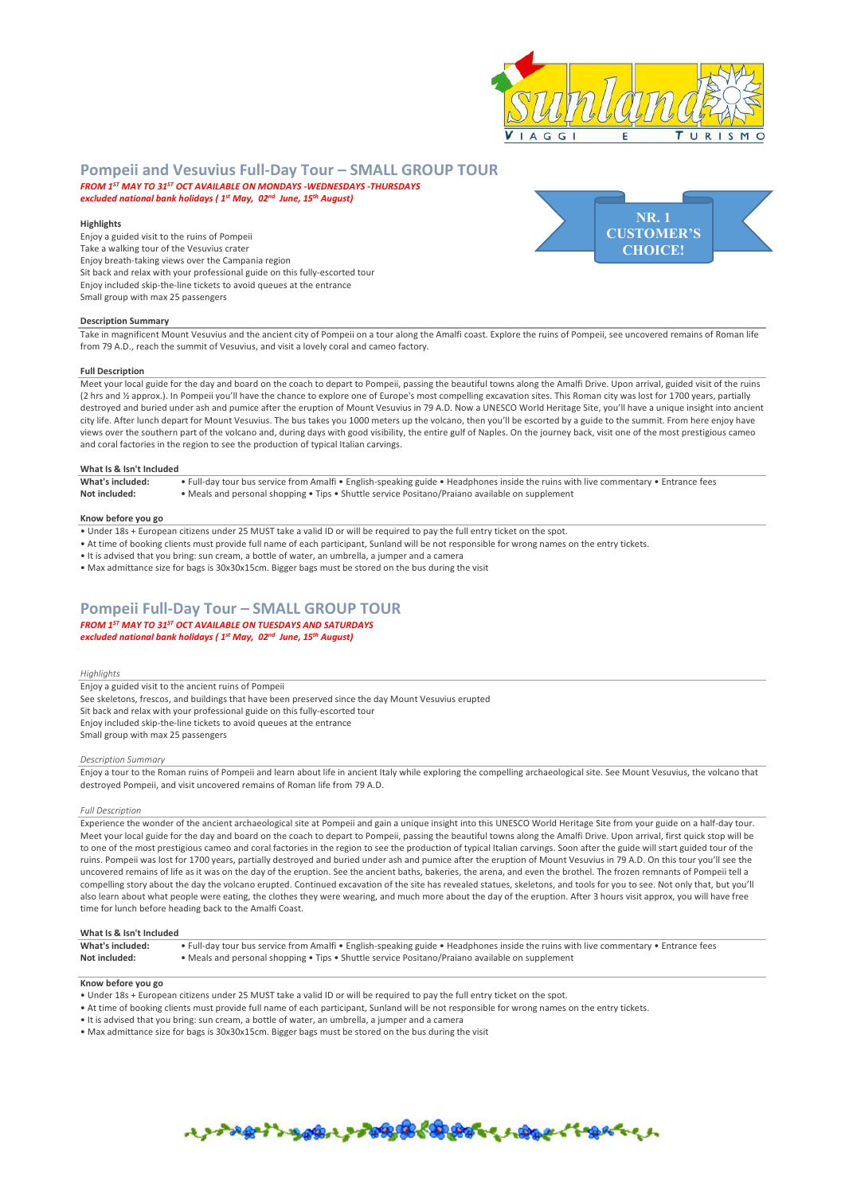## Pompeii and Vesuvius Full-Day Tour – SMALL GROUP TOUR

***FROM 1ST MAY TO 31ST OCT AVAILABLE ON MONDAYS -WEDNESDAYS -THURSDAYS***
***excluded national bank holidays ( 1st May, 02nd June, 15th August)***

NR. 1 CUSTOMER'S CHOICE!

**Highlights**

Enjoy a guided visit to the ruins of Pompeii
Take a walking tour of the Vesuvius crater
Enjoy breath-taking views over the Campania region
Sit back and relax with your professional guide on this fully-escorted tour
Enjoy included skip-the-line tickets to avoid queues at the entrance
Small group with max 25 passengers

**Description Summary**

Take in magnificent Mount Vesuvius and the ancient city of Pompeii on a tour along the Amalfi coast. Explore the ruins of Pompeii, see uncovered remains of Roman life from 79 A.D., reach the summit of Vesuvius, and visit a lovely coral and cameo factory.

**Full Description**

Meet your local guide for the day and board on the coach to depart to Pompeii, passing the beautiful towns along the Amalfi Drive. Upon arrival, guided visit of the ruins (2 hrs and ½ approx.). In Pompeii you'll have the chance to explore one of Europe's most compelling excavation sites. This Roman city was lost for 1700 years, partially destroyed and buried under ash and pumice after the eruption of Mount Vesuvius in 79 A.D. Now a UNESCO World Heritage Site, you'll have a unique insight into ancient city life. After lunch depart for Mount Vesuvius. The bus takes you 1000 meters up the volcano, then you'll be escorted by a guide to the summit. From here enjoy have views over the southern part of the volcano and, during days with good visibility, the entire gulf of Naples. On the journey back, visit one of the most prestigious cameo and coral factories in the region to see the production of typical Italian carvings.

**What Is & Isn't Included**

**What's included:** • Full-day tour bus service from Amalfi • English-speaking guide • Headphones inside the ruins with live commentary • Entrance fees
**Not included:** • Meals and personal shopping • Tips • Shuttle service Positano/Praiano available on supplement

**Know before you go**

- Under 18s + European citizens under 25 MUST take a valid ID or will be required to pay the full entry ticket on the spot.
- At time of booking clients must provide full name of each participant, Sunland will be not responsible for wrong names on the entry tickets.
- It is advised that you bring: sun cream, a bottle of water, an umbrella, a jumper and a camera
- Max admittance size for bags is 30x30x15cm. Bigger bags must be stored on the bus during the visit

## Pompeii Full-Day Tour – SMALL GROUP TOUR

***FROM 1ST MAY TO 31ST OCT AVAILABLE ON TUESDAYS AND SATURDAYS***
***excluded national bank holidays ( 1st May, 02nd June, 15th August)***

*Highlights*

Enjoy a guided visit to the ancient ruins of Pompeii
See skeletons, frescos, and buildings that have been preserved since the day Mount Vesuvius erupted
Sit back and relax with your professional guide on this fully-escorted tour
Enjoy included skip-the-line tickets to avoid queues at the entrance
Small group with max 25 passengers

*Description Summary*

Enjoy a tour to the Roman ruins of Pompeii and learn about life in ancient Italy while exploring the compelling archaeological site. See Mount Vesuvius, the volcano that destroyed Pompeii, and visit uncovered remains of Roman life from 79 A.D.

*Full Description*

Experience the wonder of the ancient archaeological site at Pompeii and gain a unique insight into this UNESCO World Heritage Site from your guide on a half-day tour. Meet your local guide for the day and board on the coach to depart to Pompeii, passing the beautiful towns along the Amalfi Drive. Upon arrival, first quick stop will be to one of the most prestigious cameo and coral factories in the region to see the production of typical Italian carvings. Soon after the guide will start guided tour of the ruins. Pompeii was lost for 1700 years, partially destroyed and buried under ash and pumice after the eruption of Mount Vesuvius in 79 A.D. On this tour you'll see the uncovered remains of life as it was on the day of the eruption. See the ancient baths, bakeries, the arena, and even the brothel. The frozen remnants of Pompeii tell a compelling story about the day the volcano erupted. Continued excavation of the site has revealed statues, skeletons, and tools for you to see. Not only that, but you'll also learn about what people were eating, the clothes they were wearing, and much more about the day of the eruption. After 3 hours visit approx, you will have free time for lunch before heading back to the Amalfi Coast.

**What Is & Isn't Included**

**What's included:** • Full-day tour bus service from Amalfi • English-speaking guide • Headphones inside the ruins with live commentary • Entrance fees
**Not included:** • Meals and personal shopping • Tips • Shuttle service Positano/Praiano available on supplement

**Know before you go**

- Under 18s + European citizens under 25 MUST take a valid ID or will be required to pay the full entry ticket on the spot.
- At time of booking clients must provide full name of each participant, Sunland will be not responsible for wrong names on the entry tickets.
- It is advised that you bring: sun cream, a bottle of water, an umbrella, a jumper and a camera
- Max admittance size for bags is 30x30x15cm. Bigger bags must be stored on the bus during the visit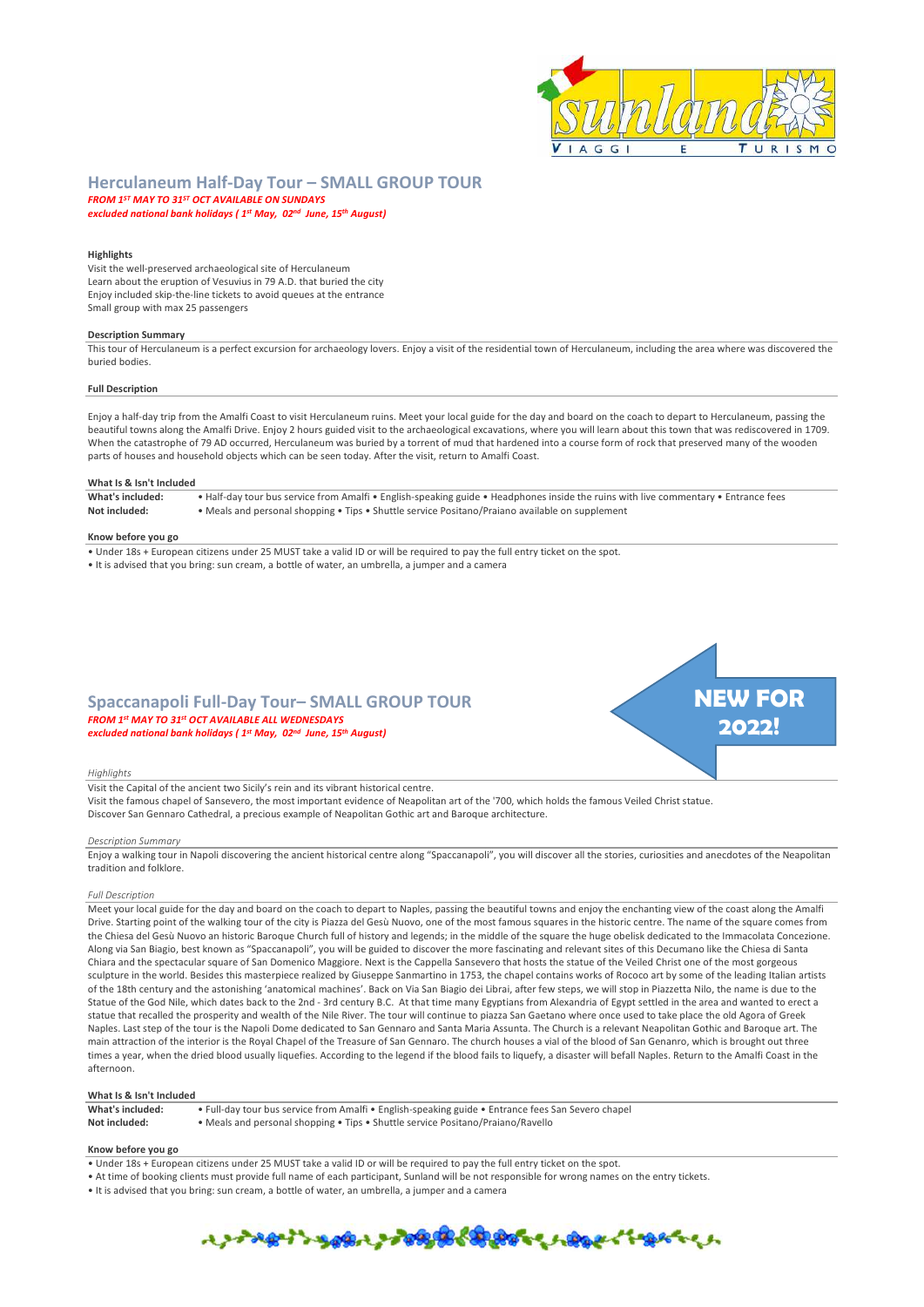## Herculaneum Half-Day Tour – SMALL GROUP TOUR

***FROM 1ST MAY TO 31ST OCT AVAILABLE ON SUNDAYS***
***excluded national bank holidays ( 1st May, 02nd June, 15th August)***

**Highlights**

Visit the well-preserved archaeological site of Herculaneum
Learn about the eruption of Vesuvius in 79 A.D. that buried the city
Enjoy included skip-the-line tickets to avoid queues at the entrance
Small group with max 25 passengers

**Description Summary**

This tour of Herculaneum is a perfect excursion for archaeology lovers. Enjoy a visit of the residential town of Herculaneum, including the area where was discovered the buried bodies.

**Full Description**

Enjoy a half-day trip from the Amalfi Coast to visit Herculaneum ruins. Meet your local guide for the day and board on the coach to depart to Herculaneum, passing the beautiful towns along the Amalfi Drive. Enjoy 2 hours guided visit to the archaeological excavations, where you will learn about this town that was rediscovered in 1709. When the catastrophe of 79 AD occurred, Herculaneum was buried by a torrent of mud that hardened into a course form of rock that preserved many of the wooden parts of houses and household objects which can be seen today. After the visit, return to Amalfi Coast.

**What Is & Isn't Included**

**What's included:** • Half-day tour bus service from Amalfi • English-speaking guide • Headphones inside the ruins with live commentary • Entrance fees
**Not included:** • Meals and personal shopping • Tips • Shuttle service Positano/Praiano available on supplement

**Know before you go**

• Under 18s + European citizens under 25 MUST take a valid ID or will be required to pay the full entry ticket on the spot.
• It is advised that you bring: sun cream, a bottle of water, an umbrella, a jumper and a camera

## Spaccanapoli Full-Day Tour– SMALL GROUP TOUR

**NEW FOR 2022!**

***FROM 1st MAY TO 31st OCT AVAILABLE ALL WEDNESDAYS***
***excluded national bank holidays ( 1st May, 02nd June, 15th August)***

*Highlights*

Visit the Capital of the ancient two Sicily's rein and its vibrant historical centre.
Visit the famous chapel of Sansevero, the most important evidence of Neapolitan art of the '700, which holds the famous Veiled Christ statue.
Discover San Gennaro Cathedral, a precious example of Neapolitan Gothic art and Baroque architecture.

*Description Summary*

Enjoy a walking tour in Napoli discovering the ancient historical centre along "Spaccanapoli", you will discover all the stories, curiosities and anecdotes of the Neapolitan tradition and folklore.

*Full Description*

Meet your local guide for the day and board on the coach to depart to Naples, passing the beautiful towns and enjoy the enchanting view of the coast along the Amalfi Drive. Starting point of the walking tour of the city is Piazza del Gesù Nuovo, one of the most famous squares in the historic centre. The name of the square comes from the Chiesa del Gesù Nuovo an historic Baroque Church full of history and legends; in the middle of the square the huge obelisk dedicated to the Immacolata Concezione. Along via San Biagio, best known as "Spaccanapoli", you will be guided to discover the more fascinating and relevant sites of this Decumano like the Chiesa di Santa Chiara and the spectacular square of San Domenico Maggiore. Next is the Cappella Sansevero that hosts the statue of the Veiled Christ one of the most gorgeous sculpture in the world. Besides this masterpiece realized by Giuseppe Sanmartino in 1753, the chapel contains works of Rococo art by some of the leading Italian artists of the 18th century and the astonishing 'anatomical machines'. Back on Via San Biagio dei Librai, after few steps, we will stop in Piazzetta Nilo, the name is due to the Statue of the God Nile, which dates back to the 2nd - 3rd century B.C. At that time many Egyptians from Alexandria of Egypt settled in the area and wanted to erect a statue that recalled the prosperity and wealth of the Nile River. The tour will continue to piazza San Gaetano where once used to take place the old Agora of Greek Naples. Last step of the tour is the Napoli Dome dedicated to San Gennaro and Santa Maria Assunta. The Church is a relevant Neapolitan Gothic and Baroque art. The main attraction of the interior is the Royal Chapel of the Treasure of San Gennaro. The church houses a vial of the blood of San Genanro, which is brought out three times a year, when the dried blood usually liquefies. According to the legend if the blood fails to liquefy, a disaster will befall Naples. Return to the Amalfi Coast in the afternoon.

**What Is & Isn't Included**

**What's included:** • Full-day tour bus service from Amalfi • English-speaking guide • Entrance fees San Severo chapel
**Not included:** • Meals and personal shopping • Tips • Shuttle service Positano/Praiano/Ravello

**Know before you go**

• Under 18s + European citizens under 25 MUST take a valid ID or will be required to pay the full entry ticket on the spot.
• At time of booking clients must provide full name of each participant, Sunland will be not responsible for wrong names on the entry tickets.
• It is advised that you bring: sun cream, a bottle of water, an umbrella, a jumper and a camera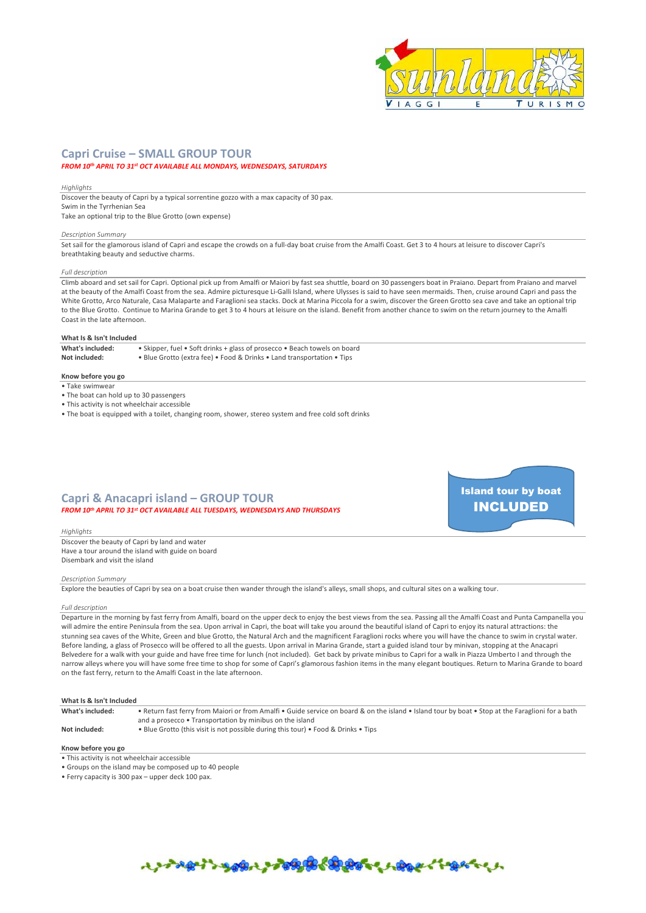## Capri Cruise – SMALL GROUP TOUR

***FROM 10th APRIL TO 31st OCT AVAILABLE ALL MONDAYS, WEDNESDAYS, SATURDAYS***

*Highlights*

Discover the beauty of Capri by a typical sorrentine gozzo with a max capacity of 30 pax.
Swim in the Tyrrhenian Sea
Take an optional trip to the Blue Grotto (own expense)

*Description Summary*

Set sail for the glamorous island of Capri and escape the crowds on a full-day boat cruise from the Amalfi Coast. Get 3 to 4 hours at leisure to discover Capri's breathtaking beauty and seductive charms.

*Full description*

Climb aboard and set sail for Capri. Optional pick up from Amalfi or Maiori by fast sea shuttle, board on 30 passengers boat in Praiano. Depart from Praiano and marvel at the beauty of the Amalfi Coast from the sea. Admire picturesque Li-Galli Island, where Ulysses is said to have seen mermaids. Then, cruise around Capri and pass the White Grotto, Arco Naturale, Casa Malaparte and Faraglioni sea stacks. Dock at Marina Piccola for a swim, discover the Green Grotto sea cave and take an optional trip to the Blue Grotto. Continue to Marina Grande to get 3 to 4 hours at leisure on the island. Benefit from another chance to swim on the return journey to the Amalfi Coast in the late afternoon.

**What Is & Isn't Included**

| | |
|---|---|
| **What's included:** | • Skipper, fuel • Soft drinks + glass of prosecco • Beach towels on board |
| **Not included:** | • Blue Grotto (extra fee) • Food & Drinks • Land transportation • Tips |

**Know before you go**

- Take swimwear
- The boat can hold up to 30 passengers
- This activity is not wheelchair accessible
- The boat is equipped with a toilet, changing room, shower, stereo system and free cold soft drinks

## Capri & Anacapri island – GROUP TOUR

***FROM 10th APRIL TO 31st OCT AVAILABLE ALL TUESDAYS, WEDNESDAYS AND THURSDAYS***

**Island tour by boat INCLUDED**

*Highlights*

Discover the beauty of Capri by land and water
Have a tour around the island with guide on board
Disembark and visit the island

*Description Summary*

Explore the beauties of Capri by sea on a boat cruise then wander through the island's alleys, small shops, and cultural sites on a walking tour.

*Full description*

Departure in the morning by fast ferry from Amalfi, board on the upper deck to enjoy the best views from the sea. Passing all the Amalfi Coast and Punta Campanella you will admire the entire Peninsula from the sea. Upon arrival in Capri, the boat will take you around the beautiful island of Capri to enjoy its natural attractions: the stunning sea caves of the White, Green and blue Grotto, the Natural Arch and the magnificent Faraglioni rocks where you will have the chance to swim in crystal water. Before landing, a glass of Prosecco will be offered to all the guests. Upon arrival in Marina Grande, start a guided island tour by minivan, stopping at the Anacapri Belvedere for a walk with your guide and have free time for lunch (not included). Get back by private minibus to Capri for a walk in Piazza Umberto I and through the narrow alleys where you will have some free time to shop for some of Capri's glamorous fashion items in the many elegant boutiques. Return to Marina Grande to board on the fast ferry, return to the Amalfi Coast in the late afternoon.

**What Is & Isn't Included**

| | |
|---|---|
| **What's included:** | • Return fast ferry from Maiori or from Amalfi • Guide service on board & on the island • Island tour by boat • Stop at the Faraglioni for a bath and a prosecco • Transportation by minibus on the island |
| **Not included:** | • Blue Grotto (this visit is not possible during this tour) • Food & Drinks • Tips |

**Know before you go**

- This activity is not wheelchair accessible
- Groups on the island may be composed up to 40 people
- Ferry capacity is 300 pax – upper deck 100 pax.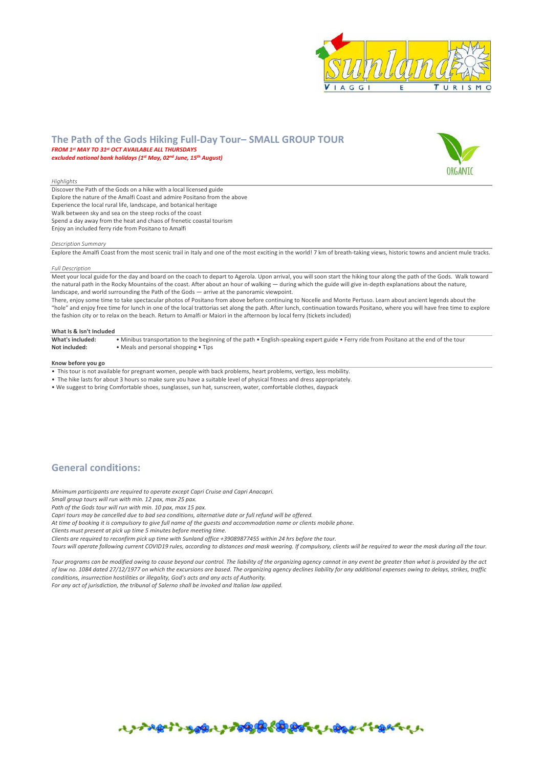## The Path of the Gods Hiking Full-Day Tour– SMALL GROUP TOUR

***FROM 1st MAY TO 31st OCT AVAILABLE ALL THURSDAYS***
***excluded national bank holidays (1st May, 02nd June, 15th August)***

ORGANIC

*Highlights*

Discover the Path of the Gods on a hike with a local licensed guide
Explore the nature of the Amalfi Coast and admire Positano from the above
Experience the local rural life, landscape, and botanical heritage
Walk between sky and sea on the steep rocks of the coast
Spend a day away from the heat and chaos of frenetic coastal tourism
Enjoy an included ferry ride from Positano to Amalfi

*Description Summary*

Explore the Amalfi Coast from the most scenic trail in Italy and one of the most exciting in the world! 7 km of breath-taking views, historic towns and ancient mule tracks.

*Full Description*

Meet your local guide for the day and board on the coach to depart to Agerola. Upon arrival, you will soon start the hiking tour along the path of the Gods. Walk toward the natural path in the Rocky Mountains of the coast. After about an hour of walking — during which the guide will give in-depth explanations about the nature, landscape, and world surrounding the Path of the Gods — arrive at the panoramic viewpoint.
There, enjoy some time to take spectacular photos of Positano from above before continuing to Nocelle and Monte Pertuso. Learn about ancient legends about the "hole" and enjoy free time for lunch in one of the local trattorias set along the path. After lunch, continuation towards Positano, where you will have free time to explore the fashion city or to relax on the beach. Return to Amalfi or Maiori in the afternoon by local ferry (tickets included)

**What Is & Isn't Included**

**What's included:** • Minibus transportation to the beginning of the path • English-speaking expert guide • Ferry ride from Positano at the end of the tour
**Not included:** • Meals and personal shopping • Tips

**Know before you go**

- This tour is not available for pregnant women, people with back problems, heart problems, vertigo, less mobility.
- The hike lasts for about 3 hours so make sure you have a suitable level of physical fitness and dress appropriately.
- We suggest to bring Comfortable shoes, sunglasses, sun hat, sunscreen, water, comfortable clothes, daypack

## General conditions:

*Minimum participants are required to operate except Capri Cruise and Capri Anacapri.*
*Small group tours will run with min. 12 pax, max 25 pax.*
*Path of the Gods tour will run with min. 10 pax, max 15 pax.*
*Capri tours may be cancelled due to bad sea conditions, alternative date or full refund will be offered.*
*At time of booking it is compulsory to give full name of the guests and accommodation name or clients mobile phone.*
*Clients must present at pick up time 5 minutes before meeting time.*
*Clients are required to reconfirm pick up time with Sunland office +39089877455 within 24 hrs before the tour.*
*Tours will operate following current COVID19 rules, according to distances and mask wearing. If compulsory, clients will be required to wear the mask during all the tour.*

*Tour programs can be modified owing to cause beyond our control. The liability of the organizing agency cannot in any event be greater than what is provided by the act of law no. 1084 dated 27/12/1977 on which the excursions are based. The organizing agency declines liability for any additional expenses owing to delays, strikes, traffic conditions, insurrection hostilities or illegality, God's acts and any acts of Authority.*
*For any act of jurisdiction, the tribunal of Salerno shall be invoked and Italian law applied.*